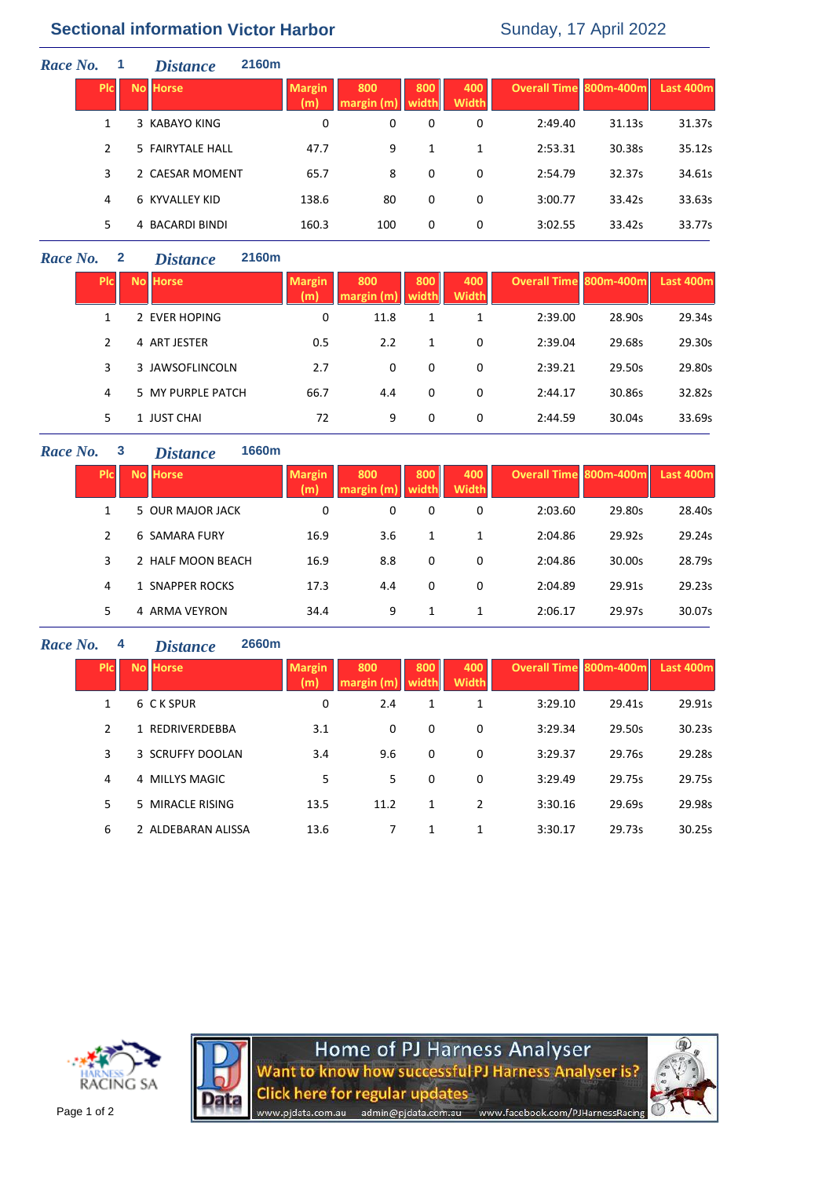# Sectional information Victor Harbor

Sunday, 17 April 2022

**Race No.** 1 **Distance** 2160m

| Plc | No | Horse | Margin (m) | 800 margin (m) | 800 width | 400 Width | Overall Time | 800m-400m | Last 400m |
|---|---|---|---|---|---|---|---|---|---|
| 1 | 3 | KABAYO KING | 0 | 0 | 0 | 0 | 2:49.40 | 31.13s | 31.37s |
| 2 | 5 | FAIRYTALE HALL | 47.7 | 9 | 1 | 1 | 2:53.31 | 30.38s | 35.12s |
| 3 | 2 | CAESAR MOMENT | 65.7 | 8 | 0 | 0 | 2:54.79 | 32.37s | 34.61s |
| 4 | 6 | KYVALLEY KID | 138.6 | 80 | 0 | 0 | 3:00.77 | 33.42s | 33.63s |
| 5 | 4 | BACARDI BINDI | 160.3 | 100 | 0 | 0 | 3:02.55 | 33.42s | 33.77s |

**Race No.** 2 **Distance** 2160m

| Plc | No | Horse | Margin (m) | 800 margin (m) | 800 width | 400 Width | Overall Time | 800m-400m | Last 400m |
|---|---|---|---|---|---|---|---|---|---|
| 1 | 2 | EVER HOPING | 0 | 11.8 | 1 | 1 | 2:39.00 | 28.90s | 29.34s |
| 2 | 4 | ART JESTER | 0.5 | 2.2 | 1 | 0 | 2:39.04 | 29.68s | 29.30s |
| 3 | 3 | JAWSOFLINCOLN | 2.7 | 0 | 0 | 0 | 2:39.21 | 29.50s | 29.80s |
| 4 | 5 | MY PURPLE PATCH | 66.7 | 4.4 | 0 | 0 | 2:44.17 | 30.86s | 32.82s |
| 5 | 1 | JUST CHAI | 72 | 9 | 0 | 0 | 2:44.59 | 30.04s | 33.69s |

**Race No.** 3 **Distance** 1660m

| Plc | No | Horse | Margin (m) | 800 margin (m) | 800 width | 400 Width | Overall Time | 800m-400m | Last 400m |
|---|---|---|---|---|---|---|---|---|---|
| 1 | 5 | OUR MAJOR JACK | 0 | 0 | 0 | 0 | 2:03.60 | 29.80s | 28.40s |
| 2 | 6 | SAMARA FURY | 16.9 | 3.6 | 1 | 1 | 2:04.86 | 29.92s | 29.24s |
| 3 | 2 | HALF MOON BEACH | 16.9 | 8.8 | 0 | 0 | 2:04.86 | 30.00s | 28.79s |
| 4 | 1 | SNAPPER ROCKS | 17.3 | 4.4 | 0 | 0 | 2:04.89 | 29.91s | 29.23s |
| 5 | 4 | ARMA VEYRON | 34.4 | 9 | 1 | 1 | 2:06.17 | 29.97s | 30.07s |

**Race No.** 4 **Distance** 2660m

| Plc | No | Horse | Margin (m) | 800 margin (m) | 800 width | 400 Width | Overall Time | 800m-400m | Last 400m |
|---|---|---|---|---|---|---|---|---|---|
| 1 | 6 | C K SPUR | 0 | 2.4 | 1 | 1 | 3:29.10 | 29.41s | 29.91s |
| 2 | 1 | REDRIVERDEBBA | 3.1 | 0 | 0 | 0 | 3:29.34 | 29.50s | 30.23s |
| 3 | 3 | SCRUFFY DOOLAN | 3.4 | 9.6 | 0 | 0 | 3:29.37 | 29.76s | 29.28s |
| 4 | 4 | MILLYS MAGIC | 5 | 5 | 0 | 0 | 3:29.49 | 29.75s | 29.75s |
| 5 | 5 | MIRACLE RISING | 13.5 | 11.2 | 1 | 2 | 3:30.16 | 29.69s | 29.98s |
| 6 | 2 | ALDEBARAN ALISSA | 13.6 | 7 | 1 | 1 | 3:30.17 | 29.73s | 30.25s |

HARNESS RACING SA

Home of PJ Harness Analyser
Want to know how successful PJ Harness Analyser is?
Click here for regular updates
www.pjdata.com.au admin@pjdata.com.au www.facebook.com/PJHarnessRacing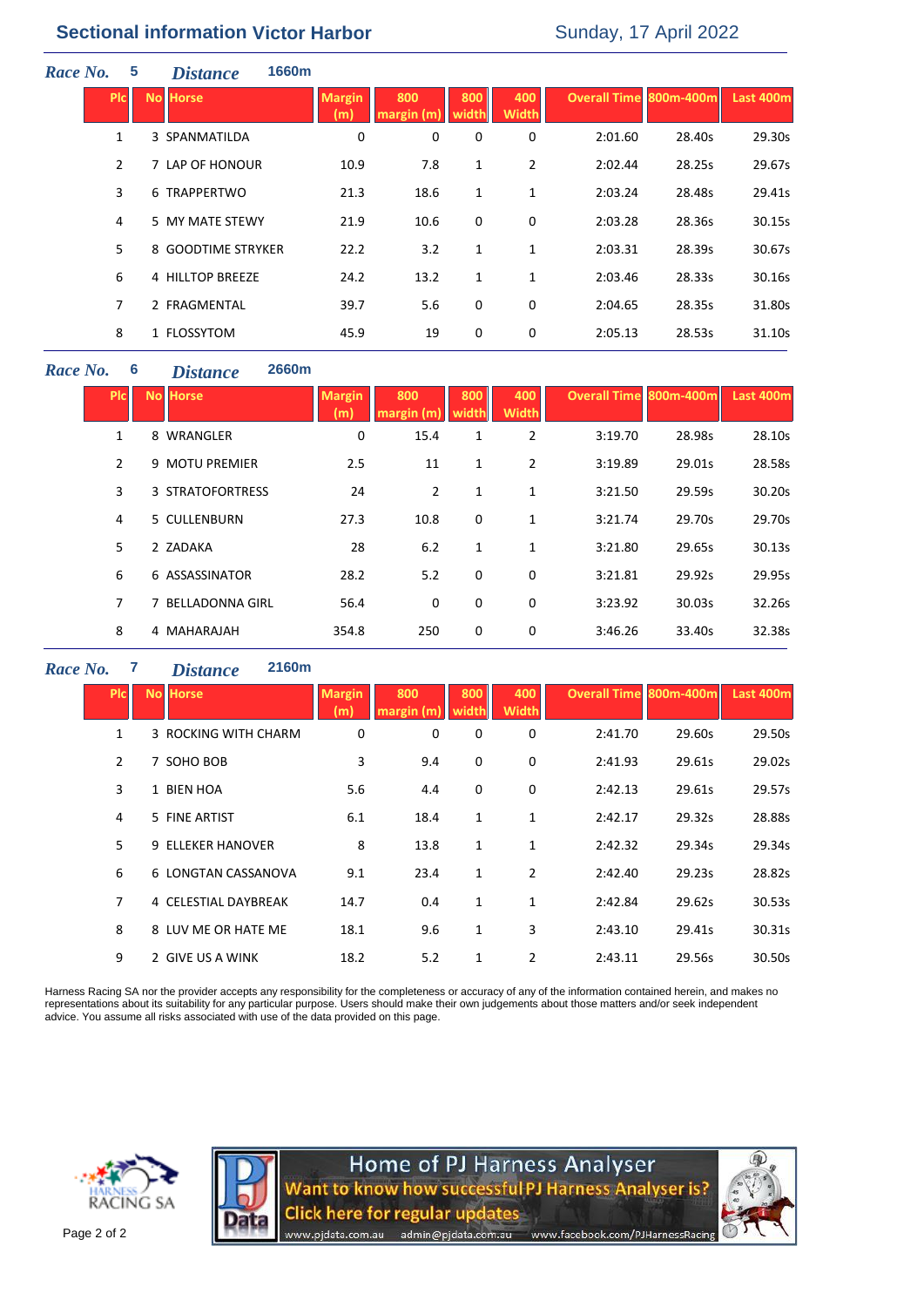## Sectional information Victor Harbor

Sunday, 17 April 2022

**Race No.** 5 **Distance** 1660m

| Plc | No | Horse | Margin (m) | 800 margin (m) | 800 width | 400 Width | Overall Time | 800m-400m | Last 400m |
|---|---|---|---|---|---|---|---|---|---|
| 1 | 3 | SPANMATILDA | 0 | 0 | 0 | 0 | 2:01.60 | 28.40s | 29.30s |
| 2 | 7 | LAP OF HONOUR | 10.9 | 7.8 | 1 | 2 | 2:02.44 | 28.25s | 29.67s |
| 3 | 6 | TRAPPERTWO | 21.3 | 18.6 | 1 | 1 | 2:03.24 | 28.48s | 29.41s |
| 4 | 5 | MY MATE STEWY | 21.9 | 10.6 | 0 | 0 | 2:03.28 | 28.36s | 30.15s |
| 5 | 8 | GOODTIME STRYKER | 22.2 | 3.2 | 1 | 1 | 2:03.31 | 28.39s | 30.67s |
| 6 | 4 | HILLTOP BREEZE | 24.2 | 13.2 | 1 | 1 | 2:03.46 | 28.33s | 30.16s |
| 7 | 2 | FRAGMENTAL | 39.7 | 5.6 | 0 | 0 | 2:04.65 | 28.35s | 31.80s |
| 8 | 1 | FLOSSYTOM | 45.9 | 19 | 0 | 0 | 2:05.13 | 28.53s | 31.10s |

**Race No.** 6 **Distance** 2660m

| Plc | No | Horse | Margin (m) | 800 margin (m) | 800 width | 400 Width | Overall Time | 800m-400m | Last 400m |
|---|---|---|---|---|---|---|---|---|---|
| 1 | 8 | WRANGLER | 0 | 15.4 | 1 | 2 | 3:19.70 | 28.98s | 28.10s |
| 2 | 9 | MOTU PREMIER | 2.5 | 11 | 1 | 2 | 3:19.89 | 29.01s | 28.58s |
| 3 | 3 | STRATOFORTRESS | 24 | 2 | 1 | 1 | 3:21.50 | 29.59s | 30.20s |
| 4 | 5 | CULLENBURN | 27.3 | 10.8 | 0 | 1 | 3:21.74 | 29.70s | 29.70s |
| 5 | 2 | ZADAKA | 28 | 6.2 | 1 | 1 | 3:21.80 | 29.65s | 30.13s |
| 6 | 6 | ASSASSINATOR | 28.2 | 5.2 | 0 | 0 | 3:21.81 | 29.92s | 29.95s |
| 7 | 7 | BELLADONNA GIRL | 56.4 | 0 | 0 | 0 | 3:23.92 | 30.03s | 32.26s |
| 8 | 4 | MAHARAJAH | 354.8 | 250 | 0 | 0 | 3:46.26 | 33.40s | 32.38s |

**Race No.** 7 **Distance** 2160m

| Plc | No | Horse | Margin (m) | 800 margin (m) | 800 width | 400 Width | Overall Time | 800m-400m | Last 400m |
|---|---|---|---|---|---|---|---|---|---|
| 1 | 3 | ROCKING WITH CHARM | 0 | 0 | 0 | 0 | 2:41.70 | 29.60s | 29.50s |
| 2 | 7 | SOHO BOB | 3 | 9.4 | 0 | 0 | 2:41.93 | 29.61s | 29.02s |
| 3 | 1 | BIEN HOA | 5.6 | 4.4 | 0 | 0 | 2:42.13 | 29.61s | 29.57s |
| 4 | 5 | FINE ARTIST | 6.1 | 18.4 | 1 | 1 | 2:42.17 | 29.32s | 28.88s |
| 5 | 9 | ELLEKER HANOVER | 8 | 13.8 | 1 | 1 | 2:42.32 | 29.34s | 29.34s |
| 6 | 6 | LONGTAN CASSANOVA | 9.1 | 23.4 | 1 | 2 | 2:42.40 | 29.23s | 28.82s |
| 7 | 4 | CELESTIAL DAYBREAK | 14.7 | 0.4 | 1 | 1 | 2:42.84 | 29.62s | 30.53s |
| 8 | 8 | LUV ME OR HATE ME | 18.1 | 9.6 | 1 | 3 | 2:43.10 | 29.41s | 30.31s |
| 9 | 2 | GIVE US A WINK | 18.2 | 5.2 | 1 | 2 | 2:43.11 | 29.56s | 30.50s |

Harness Racing SA nor the provider accepts any responsibility for the completeness or accuracy of any of the information contained herein, and makes no representations about its suitability for any particular purpose. Users should make their own judgements about those matters and/or seek independent advice. You assume all risks associated with use of the data provided on this page.

HARNESS RACING SA

Home of PJ Harness Analyser
Want to know how successful PJ Harness Analyser is?
Click here for regular updates
www.pjdata.com.au admin@pjdata.com.au www.facebook.com/PJHarnessRacing